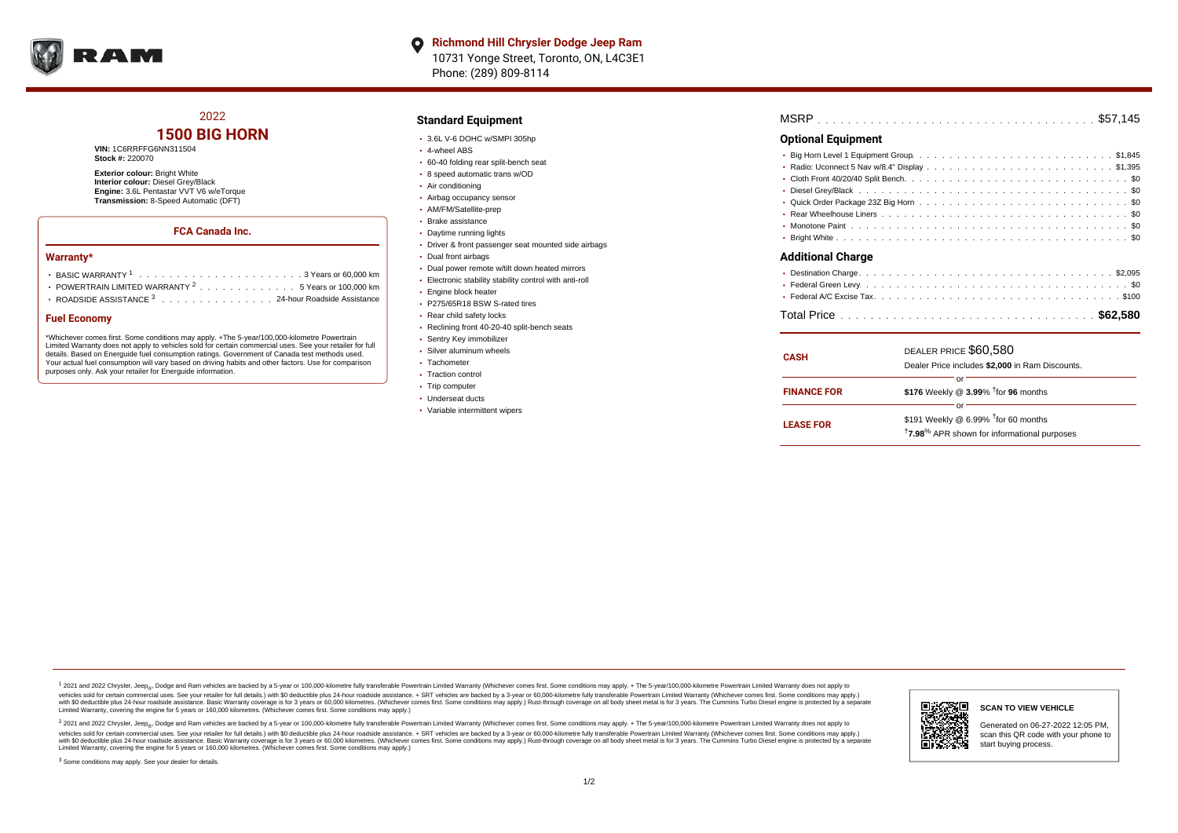**Richmond Hill Chrysler Dodge Jeep Ram**
10731 Yonge Street, Toronto, ON, L4C3E1
Phone: (289) 809-8114

# 2022
# 1500 BIG HORN

**VIN:** 1C6RRFFG6NN311504
**Stock #:** 220070

**Exterior colour:** Bright White
**Interior colour:** Diesel Grey/Black
**Engine:** 3.6L Pentastar VVT V6 w/eTorque
**Transmission:** 8-Speed Automatic (DFT)

## FCA Canada Inc.

### Warranty*

- BASIC WARRANTY [1] . . . 3 Years or 60,000 km
- POWERTRAIN LIMITED WARRANTY [2] . . . 5 Years or 100,000 km
- ROADSIDE ASSISTANCE [3] . . . 24-hour Roadside Assistance

### Fuel Economy

*Whichever comes first. Some conditions may apply. +The 5-year/100,000-kilometre Powertrain Limited Warranty does not apply to vehicles sold for certain commercial uses. See your retailer for full details. Based on Energuide fuel consumption ratings. Government of Canada test methods used. Your actual fuel consumption will vary based on driving habits and other factors. Use for comparison purposes only. Ask your retailer for Energuide information.

## Standard Equipment

- 3.6L V-6 DOHC w/SMPI 305hp
- 4-wheel ABS
- 60-40 folding rear split-bench seat
- 8 speed automatic trans w/OD
- Air conditioning
- Airbag occupancy sensor
- AM/FM/Satellite-prep
- Brake assistance
- Daytime running lights
- Driver & front passenger seat mounted side airbags
- Dual front airbags
- Dual power remote w/tilt down heated mirrors
- Electronic stability stability control with anti-roll
- Engine block heater
- P275/65R18 BSW S-rated tires
- Rear child safety locks
- Reclining front 40-20-40 split-bench seats
- Sentry Key immobilizer
- Silver aluminum wheels
- Tachometer
- Traction control
- Trip computer
- Underseat ducts
- Variable intermittent wipers

**MSRP** . . . $57,145

## Optional Equipment

- Big Horn Level 1 Equipment Group . . . $1,845
- Radio: Uconnect 5 Nav w/8.4" Display . . . $1,395
- Cloth Front 40/20/40 Split Bench . . . $0
- Diesel Grey/Black . . . $0
- Quick Order Package 23Z Big Horn . . . $0
- Rear Wheelhouse Liners . . . $0
- Monotone Paint . . . $0
- Bright White . . . $0

## Additional Charge

- Destination Charge . . . $2,095
- Federal Green Levy . . . $0
- Federal A/C Excise Tax . . . $100

**Total Price . . . $62,580**

| | |
|---|---|
| **CASH** | DEALER PRICE $60,580<br>Dealer Price includes **$2,000** in Ram Discounts. |
| | or |
| **FINANCE FOR** | **$176** Weekly @ **3.99**% †for **96** months |
| | or |
| **LEASE FOR** | $191 Weekly @ 6.99% †for 60 months<br>†**7.98**% APR shown for informational purposes |

[1] 2021 and 2022 Chrysler, Jeep®, Dodge and Ram vehicles are backed by a 5-year or 100,000-kilometre fully transferable Powertrain Limited Warranty (Whichever comes first. Some conditions may apply. + The 5-year/100,000-kilometre Powertrain Limited Warranty does not apply to vehicles sold for certain commercial uses. See your retailer for full details.) with $0 deductible plus 24-hour roadside assistance. + SRT vehicles are backed by a 3-year or 60,000-kilometre fully transferable Powertrain Limited Warranty (Whichever comes first. Some conditions may apply.) with $0 deductible plus 24-hour roadside assistance. Basic Warranty coverage is for 3 years or 60,000 kilometres. (Whichever comes first. Some conditions may apply.) Rust-through coverage on all body sheet metal is for 3 years. The Cummins Turbo Diesel engine is protected by a separate Limited Warranty, covering the engine for 5 years or 160,000 kilometres. (Whichever comes first. Some conditions may apply.)

[2] 2021 and 2022 Chrysler, Jeep®, Dodge and Ram vehicles are backed by a 5-year or 100,000-kilometre fully transferable Powertrain Limited Warranty (Whichever comes first. Some conditions may apply. + The 5-year/100,000-kilometre Powertrain Limited Warranty does not apply to vehicles sold for certain commercial uses. See your retailer for full details.) with $0 deductible plus 24-hour roadside assistance. + SRT vehicles are backed by a 3-year or 60,000-kilometre fully transferable Powertrain Limited Warranty (Whichever comes first. Some conditions may apply.) with $0 deductible plus 24-hour roadside assistance. Basic Warranty coverage is for 3 years or 60,000 kilometres. (Whichever comes first. Some conditions may apply.) Rust-through coverage on all body sheet metal is for 3 years. The Cummins Turbo Diesel engine is protected by a separate Limited Warranty, covering the engine for 5 years or 160,000 kilometres. (Whichever comes first. Some conditions may apply.)

[3] Some conditions may apply. See your dealer for details.

**SCAN TO VIEW VEHICLE**

Generated on 06-27-2022 12:05 PM, scan this QR code with your phone to start buying process.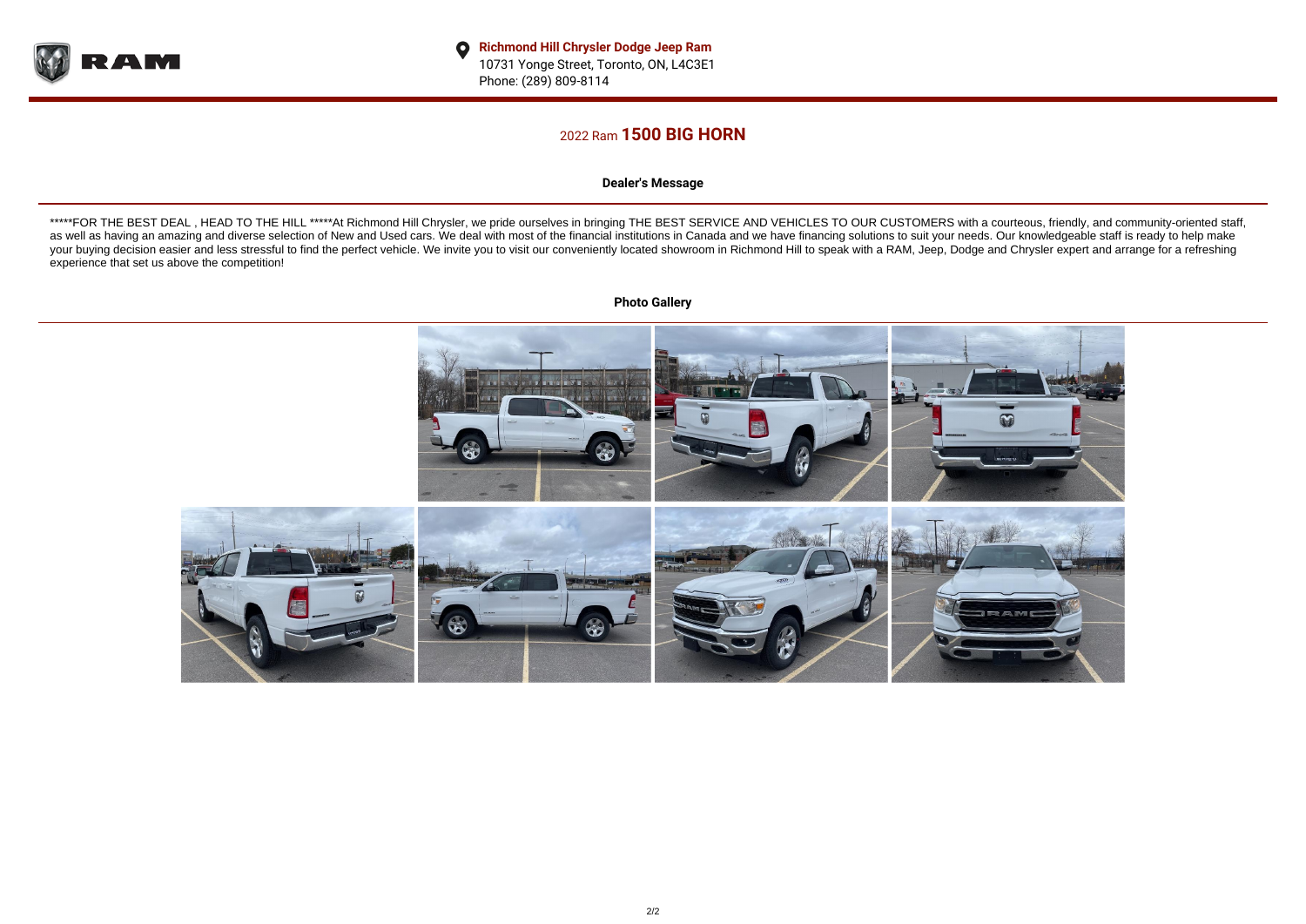Richmond Hill Chrysler Dodge Jeep Ram
10731 Yonge Street, Toronto, ON, L4C3E1
Phone: (289) 809-8114

# 2022 Ram **1500 BIG HORN**

## Dealer's Message

*****FOR THE BEST DEAL , HEAD TO THE HILL *****At Richmond Hill Chrysler, we pride ourselves in bringing THE BEST SERVICE AND VEHICLES TO OUR CUSTOMERS with a courteous, friendly, and community-oriented staff, as well as having an amazing and diverse selection of New and Used cars. We deal with most of the financial institutions in Canada and we have financing solutions to suit your needs. Our knowledgeable staff is ready to help make your buying decision easier and less stressful to find the perfect vehicle. We invite you to visit our conveniently located showroom in Richmond Hill to speak with a RAM, Jeep, Dodge and Chrysler expert and arrange for a refreshing experience that set us above the competition!

## Photo Gallery